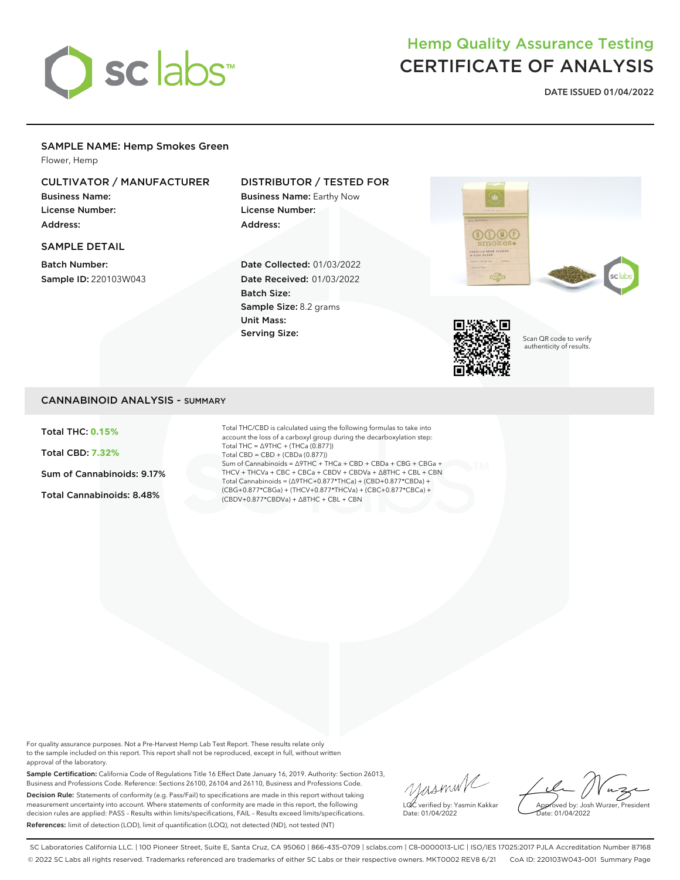# Hemp Quality Assurance Testing
# CERTIFICATE OF ANALYSIS

**DATE ISSUED 01/04/2022**

## SAMPLE NAME: Hemp Smokes Green

Flower, Hemp

### CULTIVATOR / MANUFACTURER

**Business Name:**
**License Number:**
**Address:**

### DISTRIBUTOR / TESTED FOR

**Business Name:** Earthy Now
**License Number:**
**Address:**

### SAMPLE DETAIL

**Batch Number:**
**Sample ID:** 220103W043

**Date Collected:** 01/03/2022
**Date Received:** 01/03/2022
**Batch Size:**
**Sample Size:** 8.2 grams
**Unit Mass:**
**Serving Size:**

Scan QR code to verify authenticity of results.

## CANNABINOID ANALYSIS - SUMMARY

**Total THC: 0.15%**

**Total CBD: 7.32%**

**Sum of Cannabinoids: 9.17%**

**Total Cannabinoids: 8.48%**

Total THC/CBD is calculated using the following formulas to take into account the loss of a carboxyl group during the decarboxylation step:
Total THC = Δ9THC + (THCa (0.877))
Total CBD = CBD + (CBDa (0.877))
Sum of Cannabinoids = Δ9THC + THCa + CBD + CBDa + CBG + CBGa + THCV + THCVa + CBC + CBCa + CBDV + CBDVa + Δ8THC + CBL + CBN
Total Cannabinoids = (Δ9THC+0.877*THCa) + (CBD+0.877*CBDa) + (CBG+0.877*CBGa) + (THCV+0.877*THCVa) + (CBC+0.877*CBCa) + (CBDV+0.877*CBDVa) + Δ8THC + CBL + CBN

For quality assurance purposes. Not a Pre-Harvest Hemp Lab Test Report. These results relate only to the sample included on this report. This report shall not be reproduced, except in full, without written approval of the laboratory.

**Sample Certification:** California Code of Regulations Title 16 Effect Date January 16, 2019. Authority: Section 26013, Business and Professions Code. Reference: Sections 26100, 26104 and 26110, Business and Professions Code.

**Decision Rule:** Statements of conformity (e.g. Pass/Fail) to specifications are made in this report without taking measurement uncertainty into account. Where statements of conformity are made in this report, the following decision rules are applied: PASS – Results within limits/specifications, FAIL – Results exceed limits/specifications.

**References:** limit of detection (LOD), limit of quantification (LOQ), not detected (ND), not tested (NT)

LQC verified by: Yasmin Kakkar
Date: 01/04/2022

Approved by: Josh Wurzer, President
Date: 01/04/2022

SC Laboratories California LLC. | 100 Pioneer Street, Suite E, Santa Cruz, CA 95060 | 866-435-0709 | sclabs.com | C8-0000013-LIC | ISO/IES 17025:2017 PJLA Accreditation Number 87168
© 2022 SC Labs all rights reserved. Trademarks referenced are trademarks of either SC Labs or their respective owners. MKT0002 REV8 6/21 CoA ID: 220103W043-001 Summary Page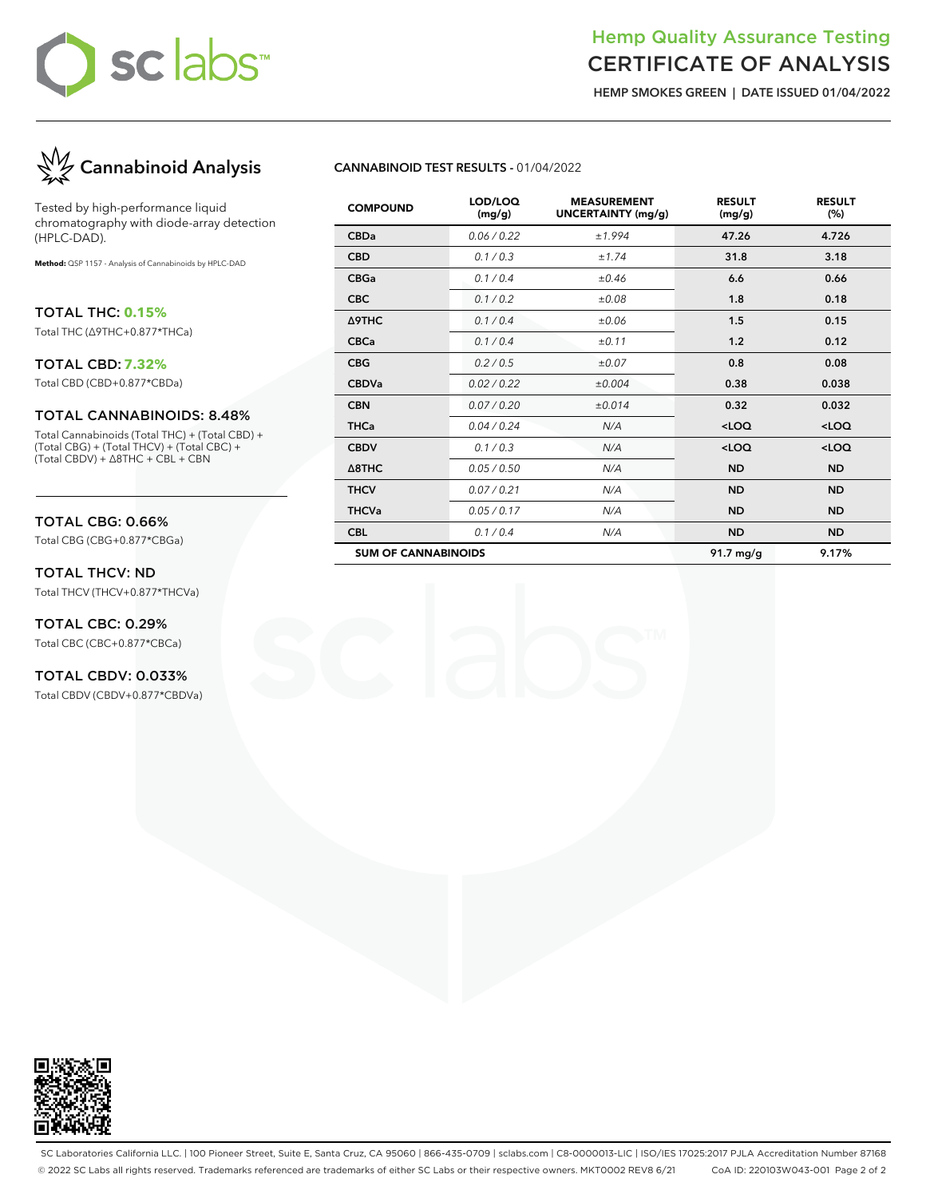# Hemp Quality Assurance Testing
# CERTIFICATE OF ANALYSIS

**HEMP SMOKES GREEN | DATE ISSUED 01/04/2022**

## Cannabinoid Analysis

Tested by high-performance liquid chromatography with diode-array detection (HPLC-DAD).

**Method:** QSP 1157 - Analysis of Cannabinoids by HPLC-DAD

**TOTAL THC: 0.15%**
Total THC (Δ9THC+0.877*THCa)

**TOTAL CBD: 7.32%**
Total CBD (CBD+0.877*CBDa)

**TOTAL CANNABINOIDS: 8.48%**
Total Cannabinoids (Total THC) + (Total CBD) + (Total CBG) + (Total THCV) + (Total CBC) + (Total CBDV) + Δ8THC + CBL + CBN

**TOTAL CBG: 0.66%**
Total CBG (CBG+0.877*CBGa)

**TOTAL THCV: ND**
Total THCV (THCV+0.877*THCVa)

**TOTAL CBC: 0.29%**
Total CBC (CBC+0.877*CBCa)

**TOTAL CBDV: 0.033%**
Total CBDV (CBDV+0.877*CBDVa)

**CANNABINOID TEST RESULTS** - 01/04/2022

| COMPOUND | LOD/LOQ (mg/g) | MEASUREMENT UNCERTAINTY (mg/g) | RESULT (mg/g) | RESULT (%) |
|---|---|---|---|---|
| CBDa | 0.06 / 0.22 | ±1.994 | 47.26 | 4.726 |
| CBD | 0.1 / 0.3 | ±1.74 | 31.8 | 3.18 |
| CBGa | 0.1 / 0.4 | ±0.46 | 6.6 | 0.66 |
| CBC | 0.1 / 0.2 | ±0.08 | 1.8 | 0.18 |
| Δ9THC | 0.1 / 0.4 | ±0.06 | 1.5 | 0.15 |
| CBCa | 0.1 / 0.4 | ±0.11 | 1.2 | 0.12 |
| CBG | 0.2 / 0.5 | ±0.07 | 0.8 | 0.08 |
| CBDVa | 0.02 / 0.22 | ±0.004 | 0.38 | 0.038 |
| CBN | 0.07 / 0.20 | ±0.014 | 0.32 | 0.032 |
| THCa | 0.04 / 0.24 | N/A | <LOQ | <LOQ |
| CBDV | 0.1 / 0.3 | N/A | <LOQ | <LOQ |
| Δ8THC | 0.05 / 0.50 | N/A | ND | ND |
| THCV | 0.07 / 0.21 | N/A | ND | ND |
| THCVa | 0.05 / 0.17 | N/A | ND | ND |
| CBL | 0.1 / 0.4 | N/A | ND | ND |
| **SUM OF CANNABINOIDS** | | | **91.7 mg/g** | **9.17%** |

SC Laboratories California LLC. | 100 Pioneer Street, Suite E, Santa Cruz, CA 95060 | 866-435-0709 | sclabs.com | C8-0000013-LIC | ISO/IES 17025:2017 PJLA Accreditation Number 87168
© 2022 SC Labs all rights reserved. Trademarks referenced are trademarks of either SC Labs or their respective owners. MKT0002 REV8 6/21 CoA ID: 220103W043-001